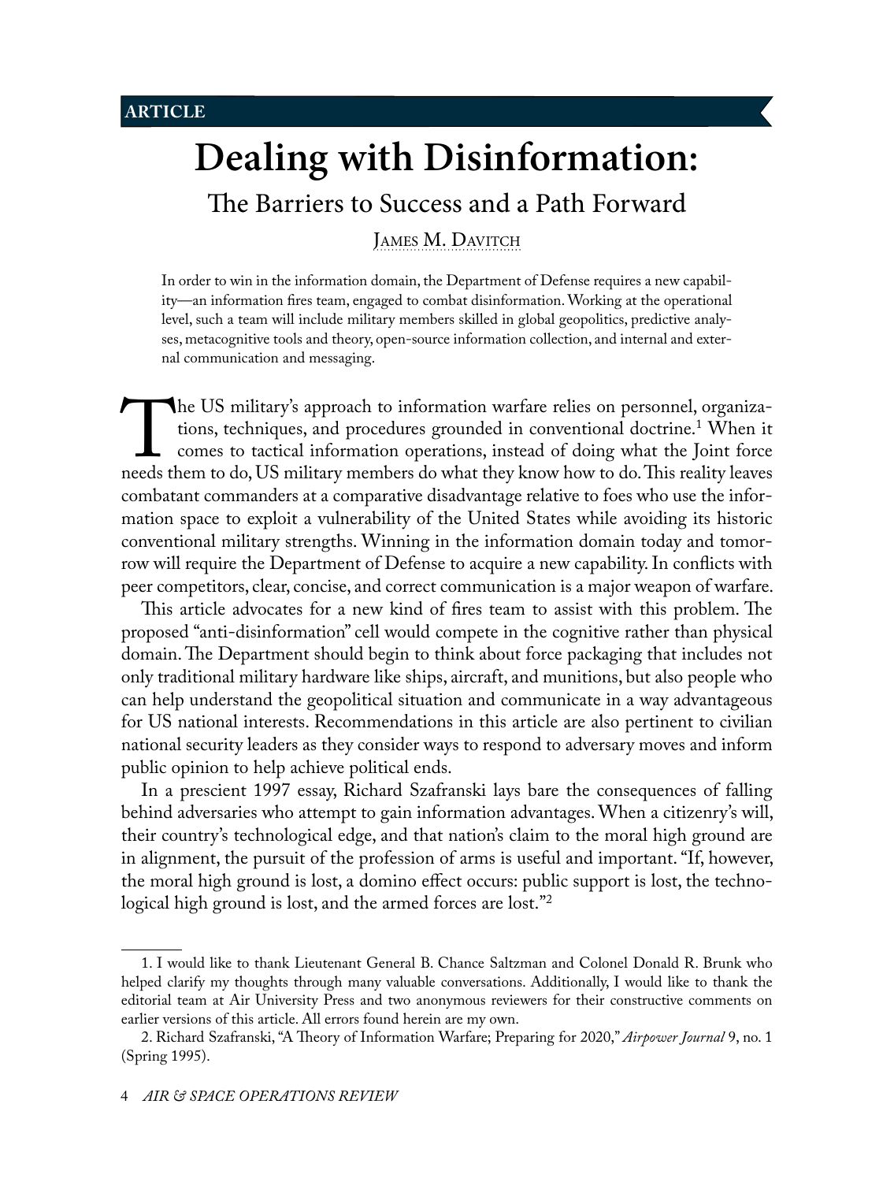ARTICLE

# Dealing with Disinformation:

## The Barriers to Success and a Path Forward

James M. Davitch

In order to win in the information domain, the Department of Defense requires a new capability—an information fires team, engaged to combat disinformation. Working at the operational level, such a team will include military members skilled in global geopolitics, predictive analyses, metacognitive tools and theory, open-source information collection, and internal and external communication and messaging.

The US military's approach to information warfare relies on personnel, organizations, techniques, and procedures grounded in conventional doctrine.[1] When it comes to tactical information operations, instead of doing what the Joint force needs them to do, US military members do what they know how to do. This reality leaves combatant commanders at a comparative disadvantage relative to foes who use the information space to exploit a vulnerability of the United States while avoiding its historic conventional military strengths. Winning in the information domain today and tomorrow will require the Department of Defense to acquire a new capability. In conflicts with peer competitors, clear, concise, and correct communication is a major weapon of warfare.

This article advocates for a new kind of fires team to assist with this problem. The proposed "anti-disinformation" cell would compete in the cognitive rather than physical domain. The Department should begin to think about force packaging that includes not only traditional military hardware like ships, aircraft, and munitions, but also people who can help understand the geopolitical situation and communicate in a way advantageous for US national interests. Recommendations in this article are also pertinent to civilian national security leaders as they consider ways to respond to adversary moves and inform public opinion to help achieve political ends.

In a prescient 1997 essay, Richard Szafranski lays bare the consequences of falling behind adversaries who attempt to gain information advantages. When a citizenry's will, their country's technological edge, and that nation's claim to the moral high ground are in alignment, the pursuit of the profession of arms is useful and important. "If, however, the moral high ground is lost, a domino effect occurs: public support is lost, the technological high ground is lost, and the armed forces are lost."[2]

1. I would like to thank Lieutenant General B. Chance Saltzman and Colonel Donald R. Brunk who helped clarify my thoughts through many valuable conversations. Additionally, I would like to thank the editorial team at Air University Press and two anonymous reviewers for their constructive comments on earlier versions of this article. All errors found herein are my own.

2. Richard Szafranski, "A Theory of Information Warfare; Preparing for 2020," *Airpower Journal* 9, no. 1 (Spring 1995).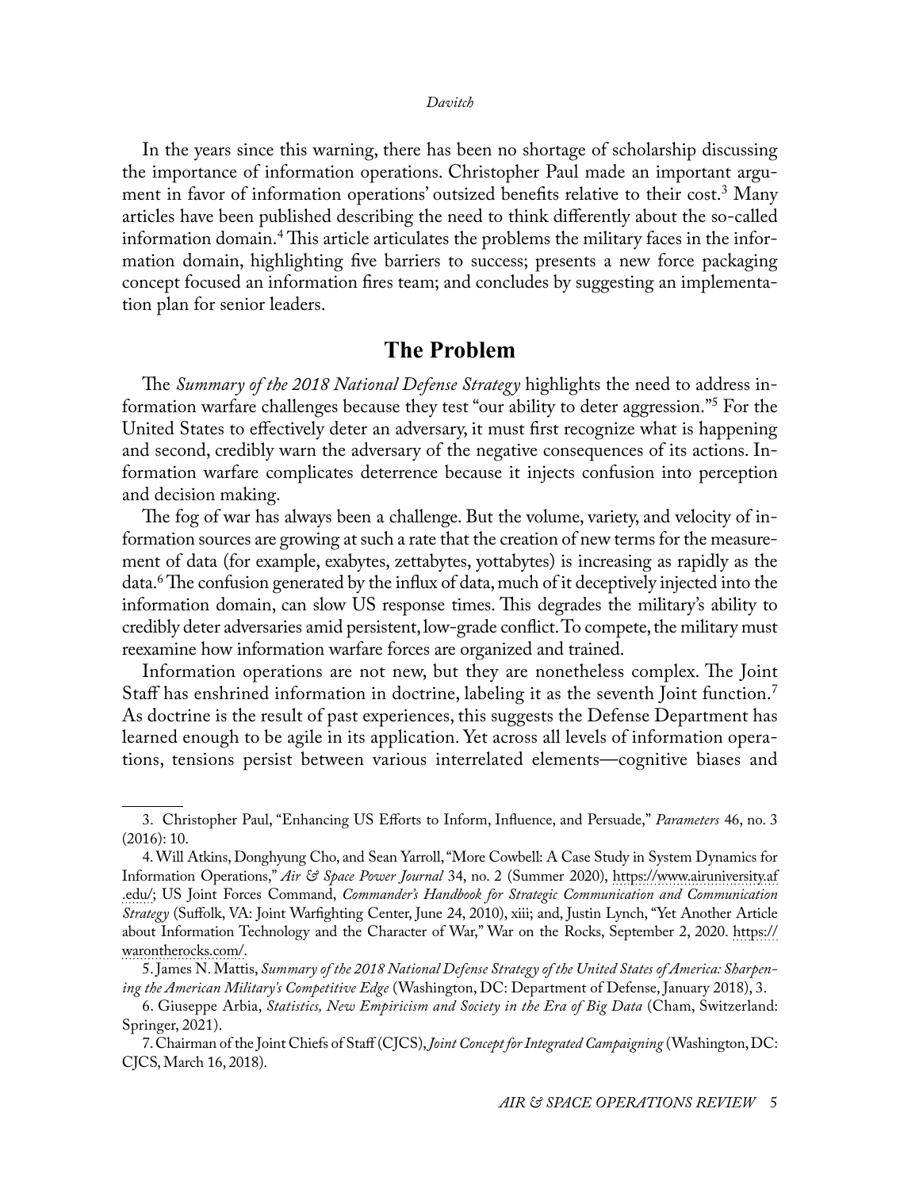In the years since this warning, there has been no shortage of scholarship discussing the importance of information operations. Christopher Paul made an important argument in favor of information operations' outsized benefits relative to their cost.[3] Many articles have been published describing the need to think differently about the so-called information domain.[4] This article articulates the problems the military faces in the information domain, highlighting five barriers to success; presents a new force packaging concept focused an information fires team; and concludes by suggesting an implementation plan for senior leaders.

## The Problem

The *Summary of the 2018 National Defense Strategy* highlights the need to address information warfare challenges because they test "our ability to deter aggression."[5] For the United States to effectively deter an adversary, it must first recognize what is happening and second, credibly warn the adversary of the negative consequences of its actions. Information warfare complicates deterrence because it injects confusion into perception and decision making.

The fog of war has always been a challenge. But the volume, variety, and velocity of information sources are growing at such a rate that the creation of new terms for the measurement of data (for example, exabytes, zettabytes, yottabytes) is increasing as rapidly as the data.[6] The confusion generated by the influx of data, much of it deceptively injected into the information domain, can slow US response times. This degrades the military's ability to credibly deter adversaries amid persistent, low-grade conflict. To compete, the military must reexamine how information warfare forces are organized and trained.

Information operations are not new, but they are nonetheless complex. The Joint Staff has enshrined information in doctrine, labeling it as the seventh Joint function.[7] As doctrine is the result of past experiences, this suggests the Defense Department has learned enough to be agile in its application. Yet across all levels of information operations, tensions persist between various interrelated elements—cognitive biases and

---

3. Christopher Paul, "Enhancing US Efforts to Inform, Influence, and Persuade," *Parameters* 46, no. 3 (2016): 10.

4. Will Atkins, Donghyung Cho, and Sean Yarroll, "More Cowbell: A Case Study in System Dynamics for Information Operations," *Air & Space Power Journal* 34, no. 2 (Summer 2020), https://www.airuniversity.af.edu/; US Joint Forces Command, *Commander's Handbook for Strategic Communication and Communication Strategy* (Suffolk, VA: Joint Warfighting Center, June 24, 2010), xiii; and, Justin Lynch, "Yet Another Article about Information Technology and the Character of War," War on the Rocks, September 2, 2020. https://warontherocks.com/.

5. James N. Mattis, *Summary of the 2018 National Defense Strategy of the United States of America: Sharpening the American Military's Competitive Edge* (Washington, DC: Department of Defense, January 2018), 3.

6. Giuseppe Arbia, *Statistics, New Empiricism and Society in the Era of Big Data* (Cham, Switzerland: Springer, 2021).

7. Chairman of the Joint Chiefs of Staff (CJCS), *Joint Concept for Integrated Campaigning* (Washington, DC: CJCS, March 16, 2018).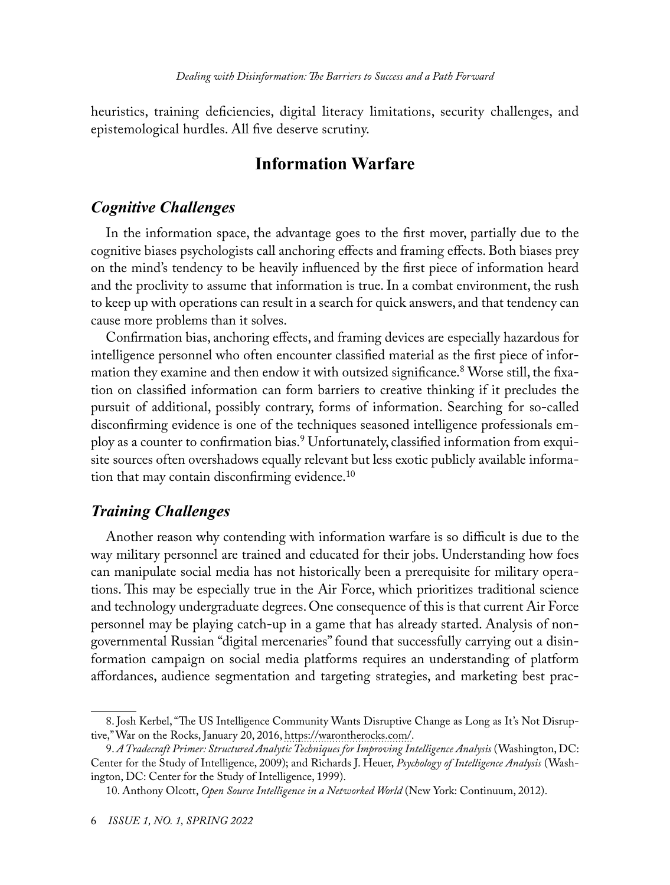heuristics, training deficiencies, digital literacy limitations, security challenges, and epistemological hurdles. All five deserve scrutiny.

## Information Warfare

### *Cognitive Challenges*

In the information space, the advantage goes to the first mover, partially due to the cognitive biases psychologists call anchoring effects and framing effects. Both biases prey on the mind's tendency to be heavily influenced by the first piece of information heard and the proclivity to assume that information is true. In a combat environment, the rush to keep up with operations can result in a search for quick answers, and that tendency can cause more problems than it solves.

Confirmation bias, anchoring effects, and framing devices are especially hazardous for intelligence personnel who often encounter classified material as the first piece of information they examine and then endow it with outsized significance.[8] Worse still, the fixation on classified information can form barriers to creative thinking if it precludes the pursuit of additional, possibly contrary, forms of information. Searching for so-called disconfirming evidence is one of the techniques seasoned intelligence professionals employ as a counter to confirmation bias.[9] Unfortunately, classified information from exquisite sources often overshadows equally relevant but less exotic publicly available information that may contain disconfirming evidence.[10]

### *Training Challenges*

Another reason why contending with information warfare is so difficult is due to the way military personnel are trained and educated for their jobs. Understanding how foes can manipulate social media has not historically been a prerequisite for military operations. This may be especially true in the Air Force, which prioritizes traditional science and technology undergraduate degrees. One consequence of this is that current Air Force personnel may be playing catch-up in a game that has already started. Analysis of nongovernmental Russian "digital mercenaries" found that successfully carrying out a disinformation campaign on social media platforms requires an understanding of platform affordances, audience segmentation and targeting strategies, and marketing best prac-

---

8. Josh Kerbel, "The US Intelligence Community Wants Disruptive Change as Long as It's Not Disruptive," War on the Rocks, January 20, 2016, https://warontherocks.com/.

9. *A Tradecraft Primer: Structured Analytic Techniques for Improving Intelligence Analysis* (Washington, DC: Center for the Study of Intelligence, 2009); and Richards J. Heuer, *Psychology of Intelligence Analysis* (Washington, DC: Center for the Study of Intelligence, 1999).

10. Anthony Olcott, *Open Source Intelligence in a Networked World* (New York: Continuum, 2012).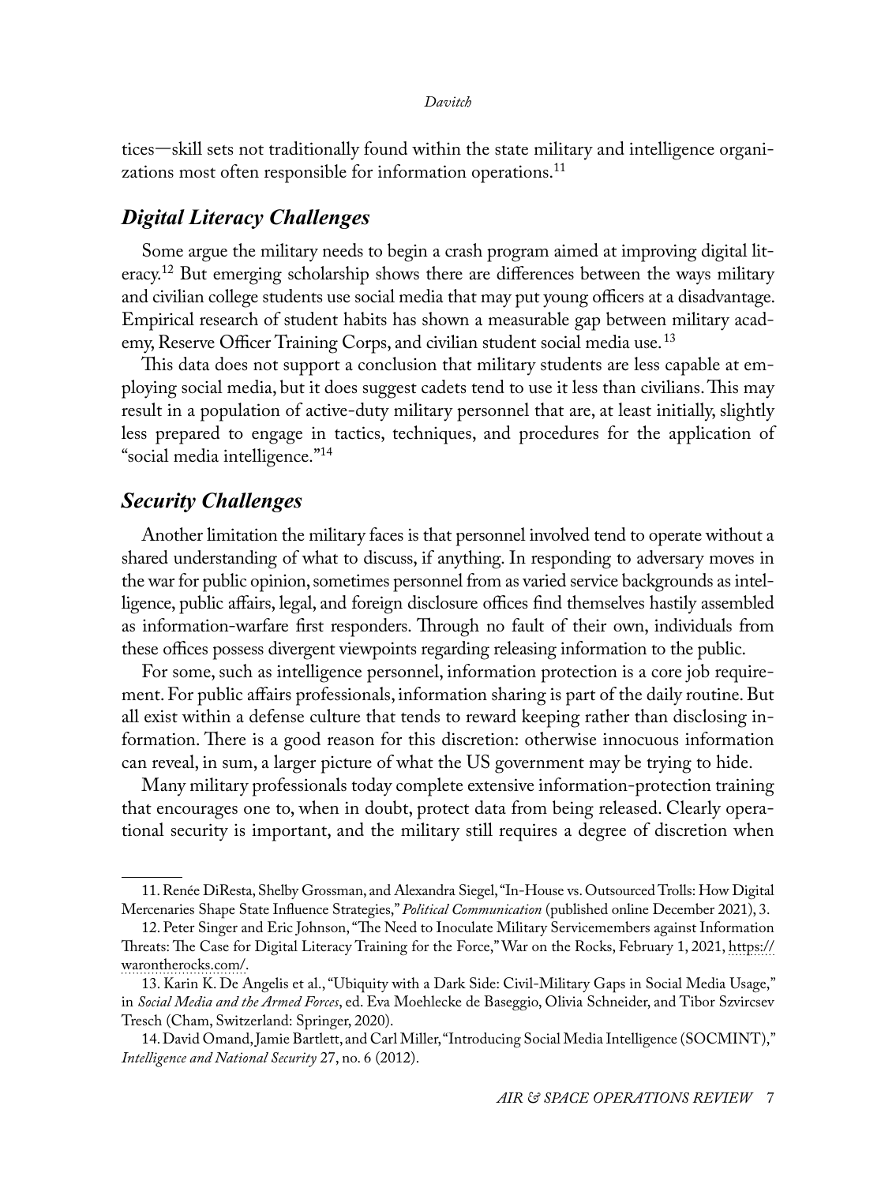tices—skill sets not traditionally found within the state military and intelligence organizations most often responsible for information operations.[11]

## *Digital Literacy Challenges*

Some argue the military needs to begin a crash program aimed at improving digital literacy.[12] But emerging scholarship shows there are differences between the ways military and civilian college students use social media that may put young officers at a disadvantage. Empirical research of student habits has shown a measurable gap between military academy, Reserve Officer Training Corps, and civilian student social media use.[13]

This data does not support a conclusion that military students are less capable at employing social media, but it does suggest cadets tend to use it less than civilians. This may result in a population of active-duty military personnel that are, at least initially, slightly less prepared to engage in tactics, techniques, and procedures for the application of "social media intelligence."[14]

## *Security Challenges*

Another limitation the military faces is that personnel involved tend to operate without a shared understanding of what to discuss, if anything. In responding to adversary moves in the war for public opinion, sometimes personnel from as varied service backgrounds as intelligence, public affairs, legal, and foreign disclosure offices find themselves hastily assembled as information-warfare first responders. Through no fault of their own, individuals from these offices possess divergent viewpoints regarding releasing information to the public.

For some, such as intelligence personnel, information protection is a core job requirement. For public affairs professionals, information sharing is part of the daily routine. But all exist within a defense culture that tends to reward keeping rather than disclosing information. There is a good reason for this discretion: otherwise innocuous information can reveal, in sum, a larger picture of what the US government may be trying to hide.

Many military professionals today complete extensive information-protection training that encourages one to, when in doubt, protect data from being released. Clearly operational security is important, and the military still requires a degree of discretion when

---

11. Renée DiResta, Shelby Grossman, and Alexandra Siegel, "In-House vs. Outsourced Trolls: How Digital Mercenaries Shape State Influence Strategies," *Political Communication* (published online December 2021), 3.

12. Peter Singer and Eric Johnson, "The Need to Inoculate Military Servicemembers against Information Threats: The Case for Digital Literacy Training for the Force," War on the Rocks, February 1, 2021, https://warontherocks.com/.

13. Karin K. De Angelis et al., "Ubiquity with a Dark Side: Civil-Military Gaps in Social Media Usage," in *Social Media and the Armed Forces*, ed. Eva Moehlecke de Baseggio, Olivia Schneider, and Tibor Szvircsev Tresch (Cham, Switzerland: Springer, 2020).

14. David Omand, Jamie Bartlett, and Carl Miller, "Introducing Social Media Intelligence (SOCMINT)," *Intelligence and National Security* 27, no. 6 (2012).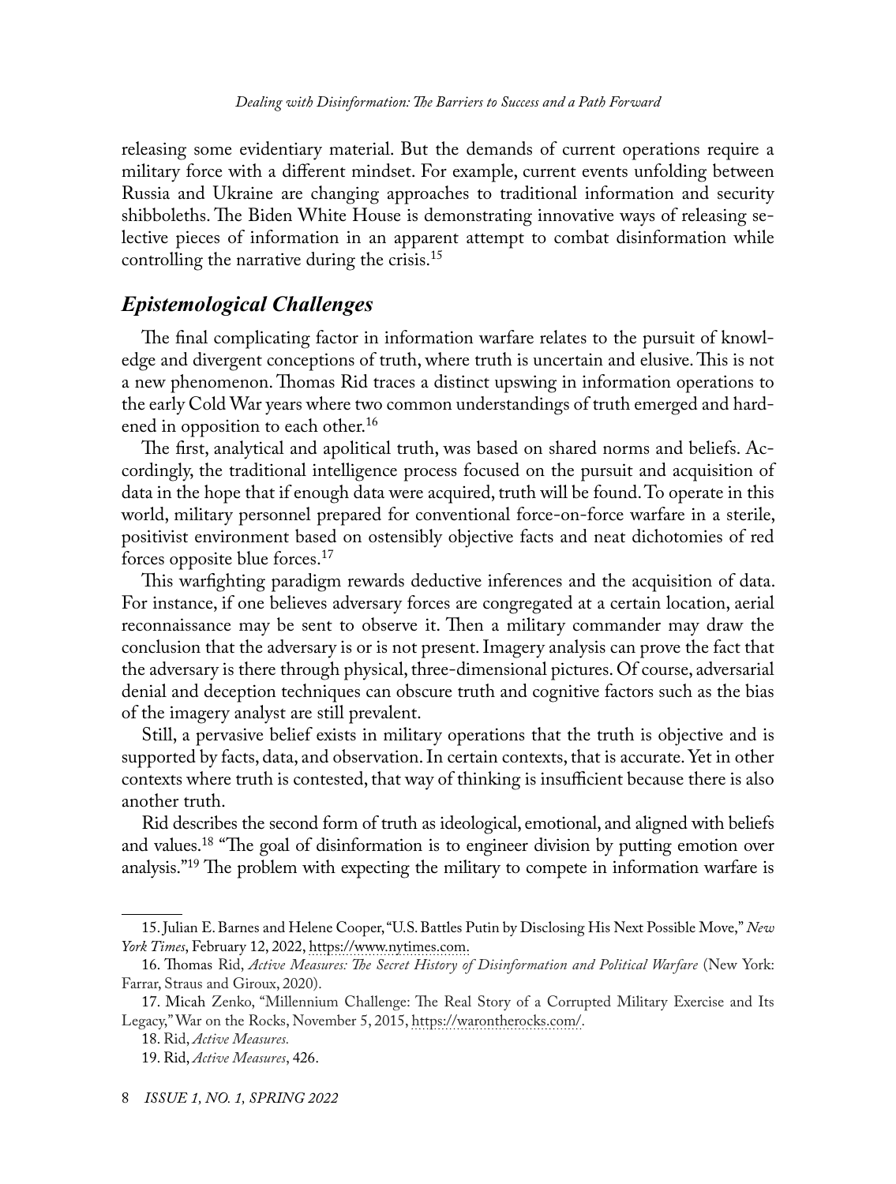releasing some evidentiary material. But the demands of current operations require a military force with a different mindset. For example, current events unfolding between Russia and Ukraine are changing approaches to traditional information and security shibboleths. The Biden White House is demonstrating innovative ways of releasing selective pieces of information in an apparent attempt to combat disinformation while controlling the narrative during the crisis.[15]

## *Epistemological Challenges*

The final complicating factor in information warfare relates to the pursuit of knowledge and divergent conceptions of truth, where truth is uncertain and elusive. This is not a new phenomenon. Thomas Rid traces a distinct upswing in information operations to the early Cold War years where two common understandings of truth emerged and hardened in opposition to each other.[16]

The first, analytical and apolitical truth, was based on shared norms and beliefs. Accordingly, the traditional intelligence process focused on the pursuit and acquisition of data in the hope that if enough data were acquired, truth will be found. To operate in this world, military personnel prepared for conventional force-on-force warfare in a sterile, positivist environment based on ostensibly objective facts and neat dichotomies of red forces opposite blue forces.[17]

This warfighting paradigm rewards deductive inferences and the acquisition of data. For instance, if one believes adversary forces are congregated at a certain location, aerial reconnaissance may be sent to observe it. Then a military commander may draw the conclusion that the adversary is or is not present. Imagery analysis can prove the fact that the adversary is there through physical, three-dimensional pictures. Of course, adversarial denial and deception techniques can obscure truth and cognitive factors such as the bias of the imagery analyst are still prevalent.

Still, a pervasive belief exists in military operations that the truth is objective and is supported by facts, data, and observation. In certain contexts, that is accurate. Yet in other contexts where truth is contested, that way of thinking is insufficient because there is also another truth.

Rid describes the second form of truth as ideological, emotional, and aligned with beliefs and values.[18] "The goal of disinformation is to engineer division by putting emotion over analysis."[19] The problem with expecting the military to compete in information warfare is

---

15. Julian E. Barnes and Helene Cooper, "U.S. Battles Putin by Disclosing His Next Possible Move," *New York Times*, February 12, 2022, https://www.nytimes.com.

16. Thomas Rid, *Active Measures: The Secret History of Disinformation and Political Warfare* (New York: Farrar, Straus and Giroux, 2020).

17. Micah Zenko, "Millennium Challenge: The Real Story of a Corrupted Military Exercise and Its Legacy," War on the Rocks, November 5, 2015, https://warontherocks.com/.

18. Rid, *Active Measures.*

19. Rid, *Active Measures*, 426.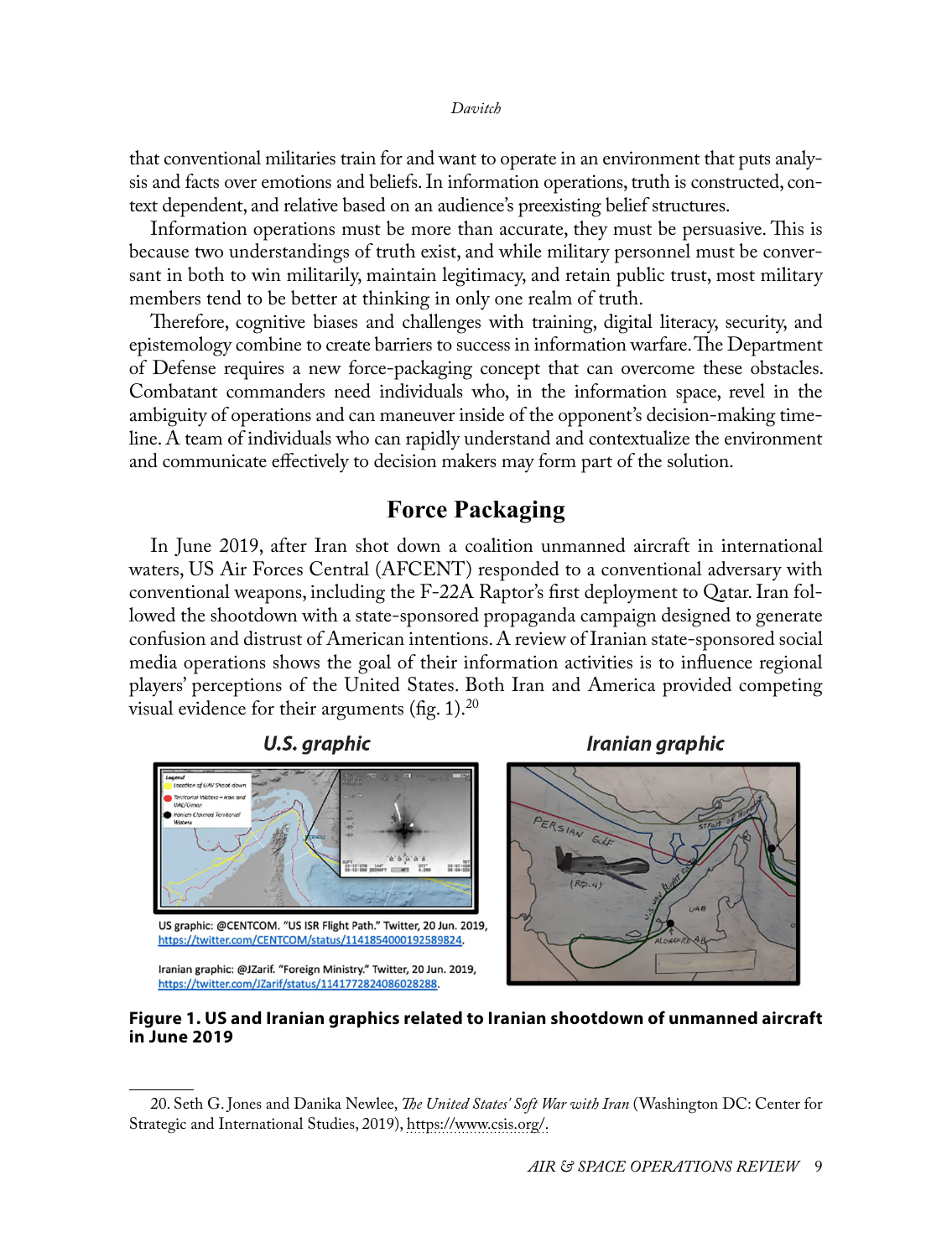that conventional militaries train for and want to operate in an environment that puts analysis and facts over emotions and beliefs. In information operations, truth is constructed, context dependent, and relative based on an audience's preexisting belief structures.

Information operations must be more than accurate, they must be persuasive. This is because two understandings of truth exist, and while military personnel must be conversant in both to win militarily, maintain legitimacy, and retain public trust, most military members tend to be better at thinking in only one realm of truth.

Therefore, cognitive biases and challenges with training, digital literacy, security, and epistemology combine to create barriers to success in information warfare. The Department of Defense requires a new force-packaging concept that can overcome these obstacles. Combatant commanders need individuals who, in the information space, revel in the ambiguity of operations and can maneuver inside of the opponent's decision-making timeline. A team of individuals who can rapidly understand and contextualize the environment and communicate effectively to decision makers may form part of the solution.

## Force Packaging

In June 2019, after Iran shot down a coalition unmanned aircraft in international waters, US Air Forces Central (AFCENT) responded to a conventional adversary with conventional weapons, including the F-22A Raptor's first deployment to Qatar. Iran followed the shootdown with a state-sponsored propaganda campaign designed to generate confusion and distrust of American intentions. A review of Iranian state-sponsored social media operations shows the goal of their information activities is to influence regional players' perceptions of the United States. Both Iran and America provided competing visual evidence for their arguments (fig. 1).[20]

**U.S. graphic** | **Iranian graphic**

US graphic: @CENTCOM. "US ISR Flight Path." Twitter, 20 Jun. 2019, https://twitter.com/CENTCOM/status/1141854000192589824.

Iranian graphic: @JZarif. "Foreign Ministry." Twitter, 20 Jun. 2019, https://twitter.com/JZarif/status/1141772824086028288.

**Figure 1. US and Iranian graphics related to Iranian shootdown of unmanned aircraft in June 2019**

20. Seth G. Jones and Danika Newlee, *The United States' Soft War with Iran* (Washington DC: Center for Strategic and International Studies, 2019), https://www.csis.org/.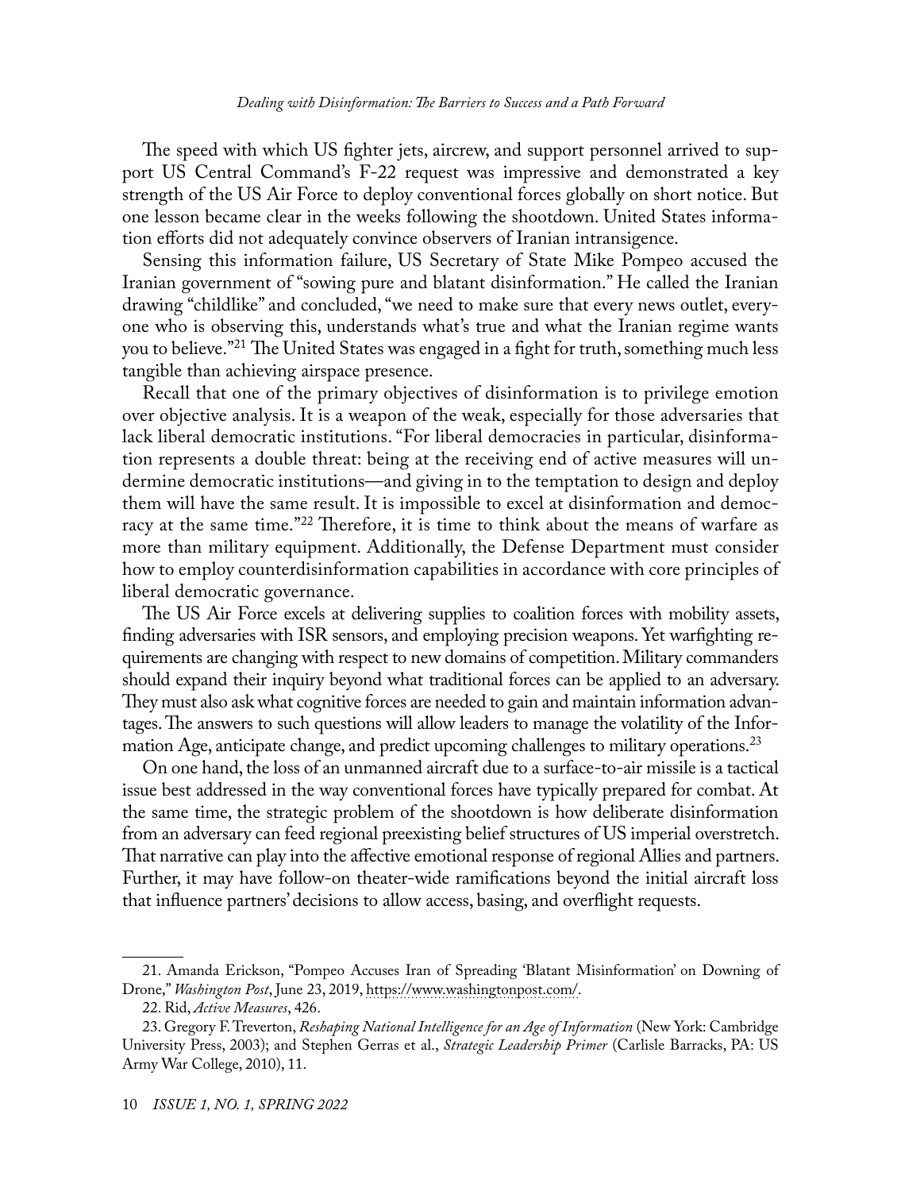The speed with which US fighter jets, aircrew, and support personnel arrived to support US Central Command's F-22 request was impressive and demonstrated a key strength of the US Air Force to deploy conventional forces globally on short notice. But one lesson became clear in the weeks following the shootdown. United States information efforts did not adequately convince observers of Iranian intransigence.

Sensing this information failure, US Secretary of State Mike Pompeo accused the Iranian government of "sowing pure and blatant disinformation." He called the Iranian drawing "childlike" and concluded, "we need to make sure that every news outlet, everyone who is observing this, understands what's true and what the Iranian regime wants you to believe."[21] The United States was engaged in a fight for truth, something much less tangible than achieving airspace presence.

Recall that one of the primary objectives of disinformation is to privilege emotion over objective analysis. It is a weapon of the weak, especially for those adversaries that lack liberal democratic institutions. "For liberal democracies in particular, disinformation represents a double threat: being at the receiving end of active measures will undermine democratic institutions—and giving in to the temptation to design and deploy them will have the same result. It is impossible to excel at disinformation and democracy at the same time."[22] Therefore, it is time to think about the means of warfare as more than military equipment. Additionally, the Defense Department must consider how to employ counterdisinformation capabilities in accordance with core principles of liberal democratic governance.

The US Air Force excels at delivering supplies to coalition forces with mobility assets, finding adversaries with ISR sensors, and employing precision weapons. Yet warfighting requirements are changing with respect to new domains of competition. Military commanders should expand their inquiry beyond what traditional forces can be applied to an adversary. They must also ask what cognitive forces are needed to gain and maintain information advantages. The answers to such questions will allow leaders to manage the volatility of the Information Age, anticipate change, and predict upcoming challenges to military operations.[23]

On one hand, the loss of an unmanned aircraft due to a surface-to-air missile is a tactical issue best addressed in the way conventional forces have typically prepared for combat. At the same time, the strategic problem of the shootdown is how deliberate disinformation from an adversary can feed regional preexisting belief structures of US imperial overstretch. That narrative can play into the affective emotional response of regional Allies and partners. Further, it may have follow-on theater-wide ramifications beyond the initial aircraft loss that influence partners' decisions to allow access, basing, and overflight requests.

---

21. Amanda Erickson, "Pompeo Accuses Iran of Spreading 'Blatant Misinformation' on Downing of Drone," *Washington Post*, June 23, 2019, https://www.washingtonpost.com/.

22. Rid, *Active Measures*, 426.

23. Gregory F. Treverton, *Reshaping National Intelligence for an Age of Information* (New York: Cambridge University Press, 2003); and Stephen Gerras et al., *Strategic Leadership Primer* (Carlisle Barracks, PA: US Army War College, 2010), 11.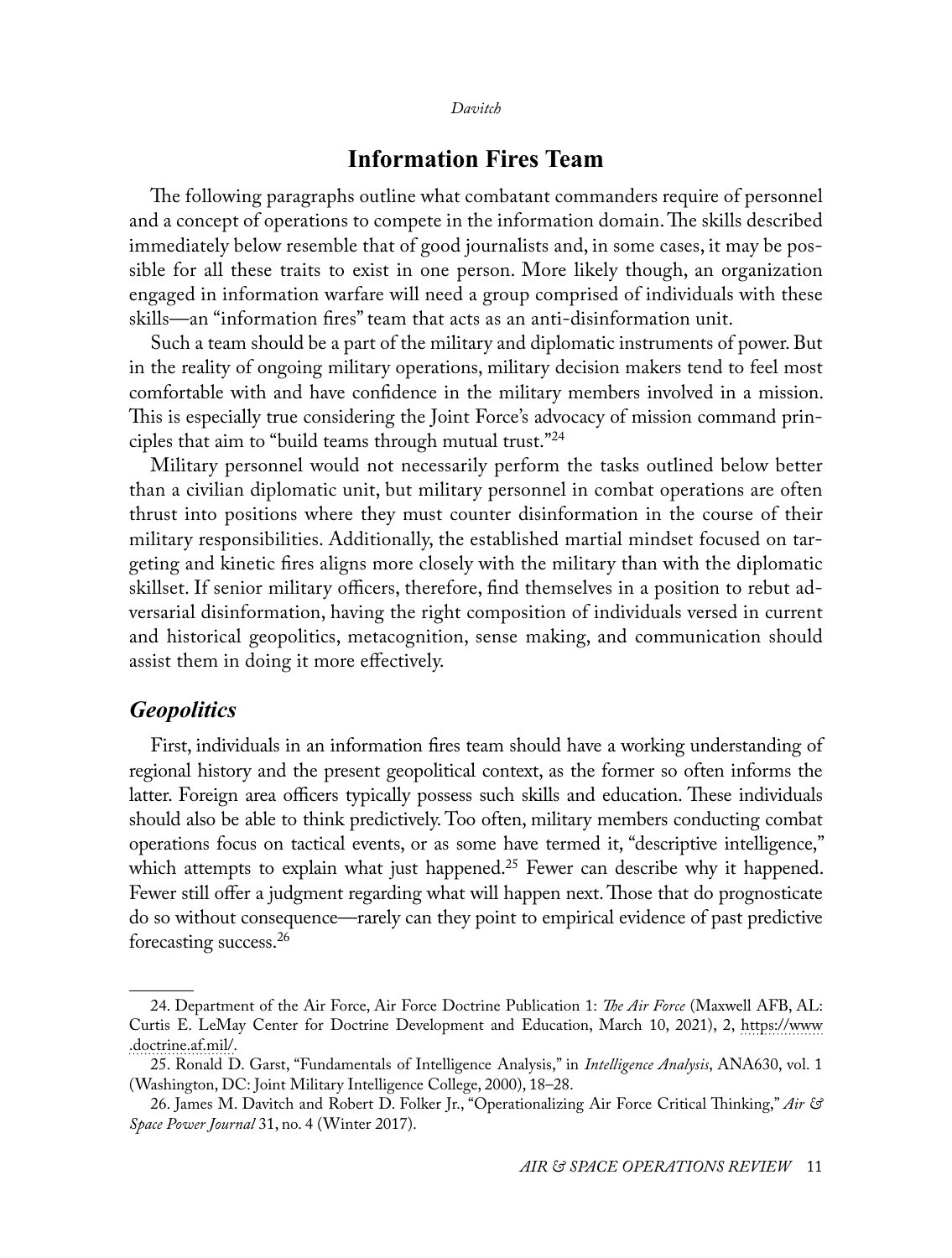## Information Fires Team

The following paragraphs outline what combatant commanders require of personnel and a concept of operations to compete in the information domain. The skills described immediately below resemble that of good journalists and, in some cases, it may be possible for all these traits to exist in one person. More likely though, an organization engaged in information warfare will need a group comprised of individuals with these skills—an "information fires" team that acts as an anti-disinformation unit.

Such a team should be a part of the military and diplomatic instruments of power. But in the reality of ongoing military operations, military decision makers tend to feel most comfortable with and have confidence in the military members involved in a mission. This is especially true considering the Joint Force's advocacy of mission command principles that aim to "build teams through mutual trust."[24]

Military personnel would not necessarily perform the tasks outlined below better than a civilian diplomatic unit, but military personnel in combat operations are often thrust into positions where they must counter disinformation in the course of their military responsibilities. Additionally, the established martial mindset focused on targeting and kinetic fires aligns more closely with the military than with the diplomatic skillset. If senior military officers, therefore, find themselves in a position to rebut adversarial disinformation, having the right composition of individuals versed in current and historical geopolitics, metacognition, sense making, and communication should assist them in doing it more effectively.

### *Geopolitics*

First, individuals in an information fires team should have a working understanding of regional history and the present geopolitical context, as the former so often informs the latter. Foreign area officers typically possess such skills and education. These individuals should also be able to think predictively. Too often, military members conducting combat operations focus on tactical events, or as some have termed it, "descriptive intelligence," which attempts to explain what just happened.[25] Fewer can describe why it happened. Fewer still offer a judgment regarding what will happen next. Those that do prognosticate do so without consequence—rarely can they point to empirical evidence of past predictive forecasting success.[26]

---

24. Department of the Air Force, Air Force Doctrine Publication 1: *The Air Force* (Maxwell AFB, AL: Curtis E. LeMay Center for Doctrine Development and Education, March 10, 2021), 2, https://www.doctrine.af.mil/.

25. Ronald D. Garst, "Fundamentals of Intelligence Analysis," in *Intelligence Analysis*, ANA630, vol. 1 (Washington, DC: Joint Military Intelligence College, 2000), 18–28.

26. James M. Davitch and Robert D. Folker Jr., "Operationalizing Air Force Critical Thinking," *Air & Space Power Journal* 31, no. 4 (Winter 2017).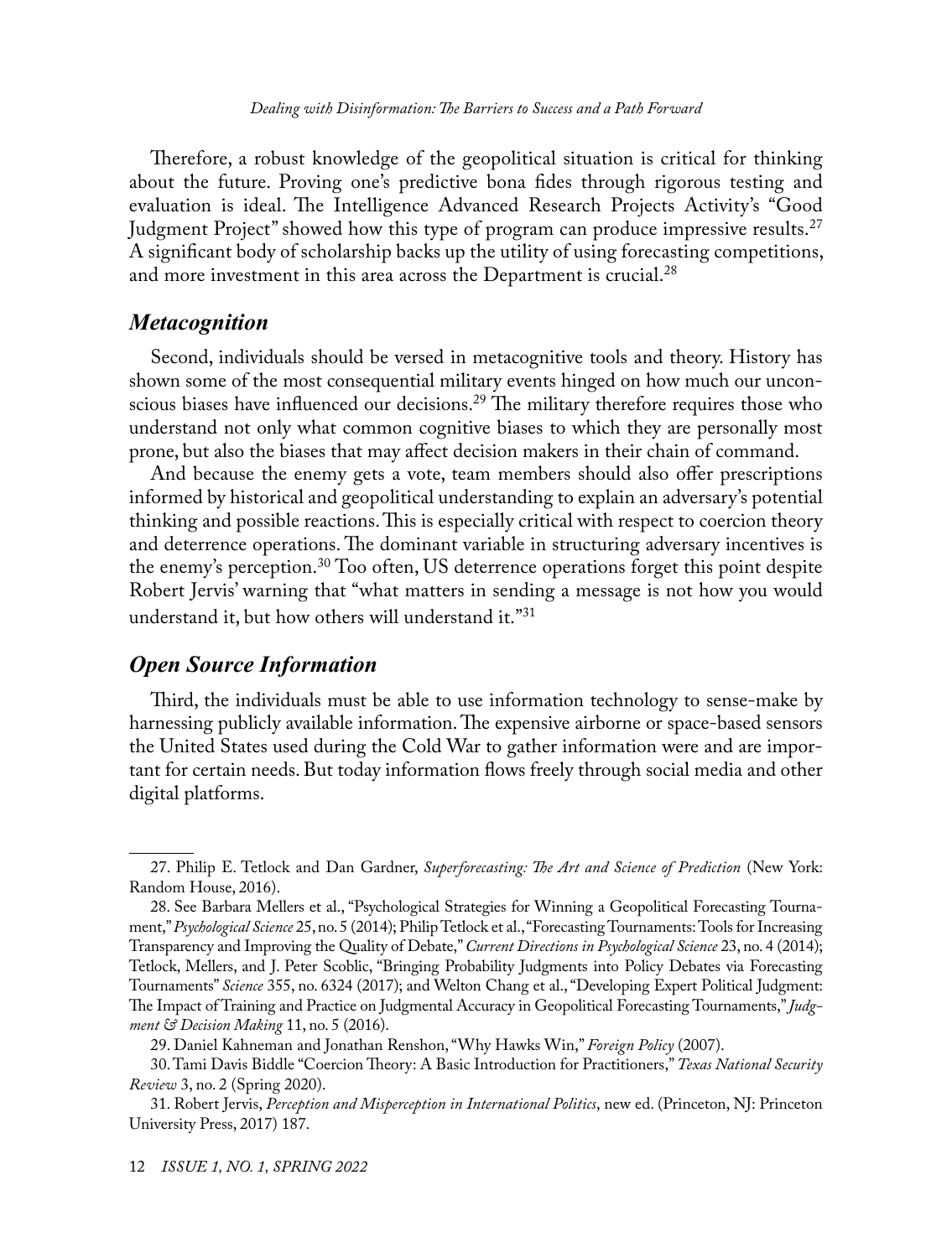Therefore, a robust knowledge of the geopolitical situation is critical for thinking about the future. Proving one's predictive bona fides through rigorous testing and evaluation is ideal. The Intelligence Advanced Research Projects Activity's "Good Judgment Project" showed how this type of program can produce impressive results.[27] A significant body of scholarship backs up the utility of using forecasting competitions, and more investment in this area across the Department is crucial.[28]

### *Metacognition*

Second, individuals should be versed in metacognitive tools and theory. History has shown some of the most consequential military events hinged on how much our unconscious biases have influenced our decisions.[29] The military therefore requires those who understand not only what common cognitive biases to which they are personally most prone, but also the biases that may affect decision makers in their chain of command.

And because the enemy gets a vote, team members should also offer prescriptions informed by historical and geopolitical understanding to explain an adversary's potential thinking and possible reactions. This is especially critical with respect to coercion theory and deterrence operations. The dominant variable in structuring adversary incentives is the enemy's perception.[30] Too often, US deterrence operations forget this point despite Robert Jervis' warning that "what matters in sending a message is not how you would understand it, but how others will understand it."[31]

### *Open Source Information*

Third, the individuals must be able to use information technology to sense-make by harnessing publicly available information. The expensive airborne or space-based sensors the United States used during the Cold War to gather information were and are important for certain needs. But today information flows freely through social media and other digital platforms.

---

27. Philip E. Tetlock and Dan Gardner, *Superforecasting: The Art and Science of Prediction* (New York: Random House, 2016).

28. See Barbara Mellers et al., "Psychological Strategies for Winning a Geopolitical Forecasting Tournament," *Psychological Science* 25, no. 5 (2014); Philip Tetlock et al., "Forecasting Tournaments: Tools for Increasing Transparency and Improving the Quality of Debate," *Current Directions in Psychological Science* 23, no. 4 (2014); Tetlock, Mellers, and J. Peter Scoblic, "Bringing Probability Judgments into Policy Debates via Forecasting Tournaments" *Science* 355, no. 6324 (2017); and Welton Chang et al., "Developing Expert Political Judgment: The Impact of Training and Practice on Judgmental Accuracy in Geopolitical Forecasting Tournaments," *Judgment & Decision Making* 11, no. 5 (2016).

29. Daniel Kahneman and Jonathan Renshon, "Why Hawks Win," *Foreign Policy* (2007).

30. Tami Davis Biddle "Coercion Theory: A Basic Introduction for Practitioners," *Texas National Security Review* 3, no. 2 (Spring 2020).

31. Robert Jervis, *Perception and Misperception in International Politics*, new ed. (Princeton, NJ: Princeton University Press, 2017) 187.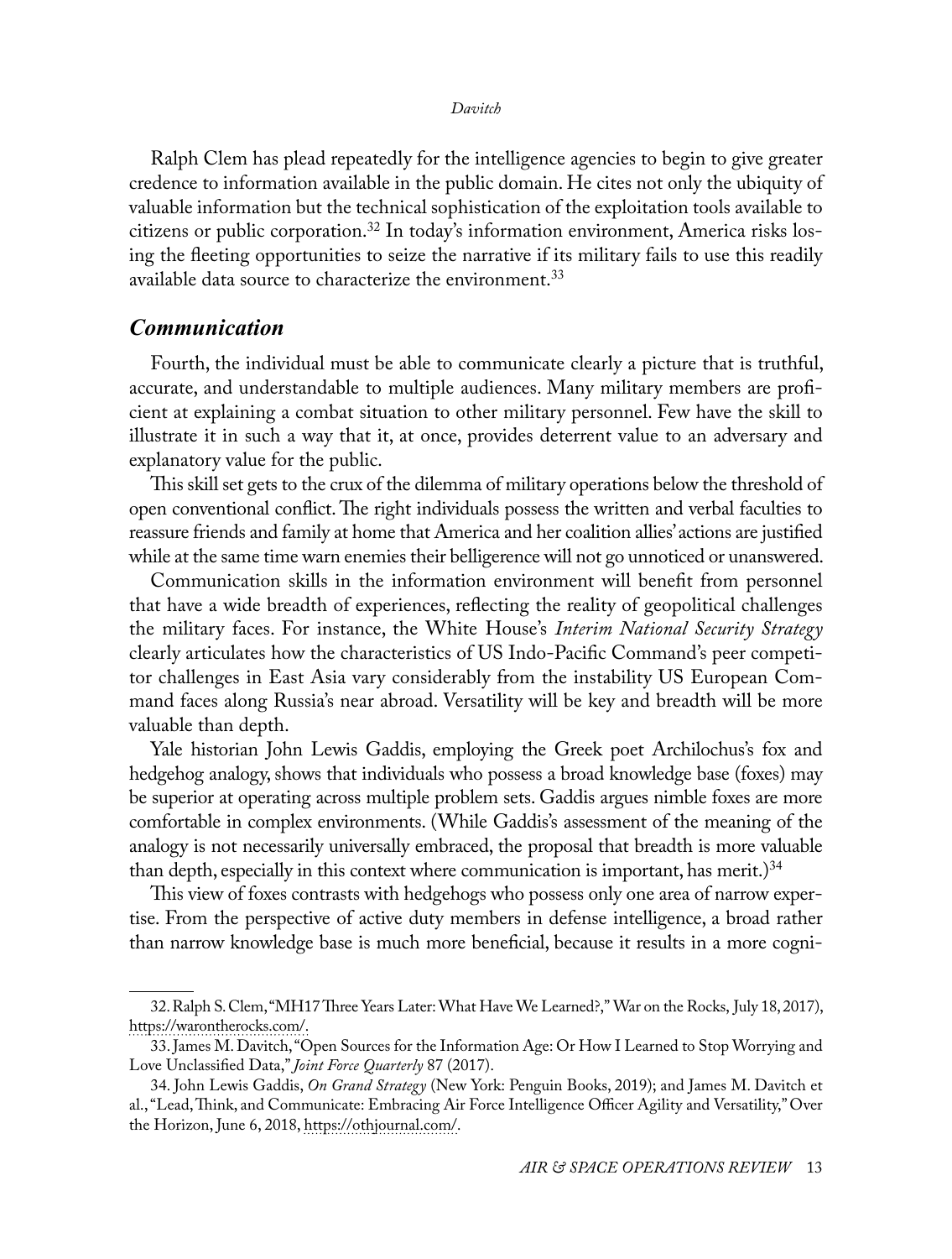Ralph Clem has plead repeatedly for the intelligence agencies to begin to give greater credence to information available in the public domain. He cites not only the ubiquity of valuable information but the technical sophistication of the exploitation tools available to citizens or public corporation.[32] In today's information environment, America risks losing the fleeting opportunities to seize the narrative if its military fails to use this readily available data source to characterize the environment.[33]

### *Communication*

Fourth, the individual must be able to communicate clearly a picture that is truthful, accurate, and understandable to multiple audiences. Many military members are proficient at explaining a combat situation to other military personnel. Few have the skill to illustrate it in such a way that it, at once, provides deterrent value to an adversary and explanatory value for the public.

This skill set gets to the crux of the dilemma of military operations below the threshold of open conventional conflict. The right individuals possess the written and verbal faculties to reassure friends and family at home that America and her coalition allies' actions are justified while at the same time warn enemies their belligerence will not go unnoticed or unanswered.

Communication skills in the information environment will benefit from personnel that have a wide breadth of experiences, reflecting the reality of geopolitical challenges the military faces. For instance, the White House's *Interim National Security Strategy* clearly articulates how the characteristics of US Indo-Pacific Command's peer competitor challenges in East Asia vary considerably from the instability US European Command faces along Russia's near abroad. Versatility will be key and breadth will be more valuable than depth.

Yale historian John Lewis Gaddis, employing the Greek poet Archilochus's fox and hedgehog analogy, shows that individuals who possess a broad knowledge base (foxes) may be superior at operating across multiple problem sets. Gaddis argues nimble foxes are more comfortable in complex environments. (While Gaddis's assessment of the meaning of the analogy is not necessarily universally embraced, the proposal that breadth is more valuable than depth, especially in this context where communication is important, has merit.)[34]

This view of foxes contrasts with hedgehogs who possess only one area of narrow expertise. From the perspective of active duty members in defense intelligence, a broad rather than narrow knowledge base is much more beneficial, because it results in a more cogni-

---

32. Ralph S. Clem, "MH17 Three Years Later: What Have We Learned?," War on the Rocks, July 18, 2017), https://warontherocks.com/.

33. James M. Davitch, "Open Sources for the Information Age: Or How I Learned to Stop Worrying and Love Unclassified Data," *Joint Force Quarterly* 87 (2017).

34. John Lewis Gaddis, *On Grand Strategy* (New York: Penguin Books, 2019); and James M. Davitch et al., "Lead, Think, and Communicate: Embracing Air Force Intelligence Officer Agility and Versatility," Over the Horizon, June 6, 2018, https://othjournal.com/.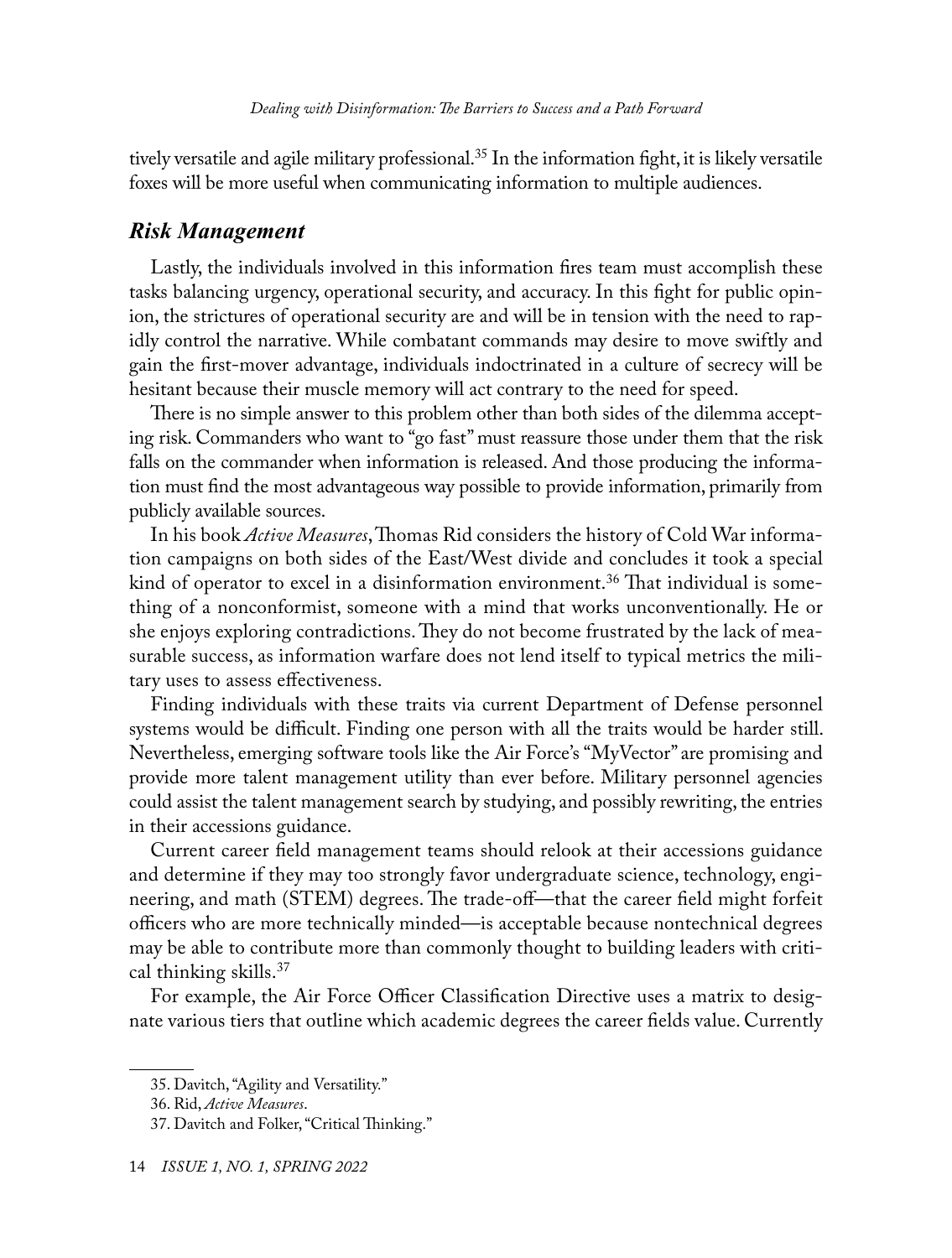tively versatile and agile military professional.[35] In the information fight, it is likely versatile foxes will be more useful when communicating information to multiple audiences.

### *Risk Management*

Lastly, the individuals involved in this information fires team must accomplish these tasks balancing urgency, operational security, and accuracy. In this fight for public opinion, the strictures of operational security are and will be in tension with the need to rapidly control the narrative. While combatant commands may desire to move swiftly and gain the first-mover advantage, individuals indoctrinated in a culture of secrecy will be hesitant because their muscle memory will act contrary to the need for speed.

There is no simple answer to this problem other than both sides of the dilemma accepting risk. Commanders who want to "go fast" must reassure those under them that the risk falls on the commander when information is released. And those producing the information must find the most advantageous way possible to provide information, primarily from publicly available sources.

In his book *Active Measures*, Thomas Rid considers the history of Cold War information campaigns on both sides of the East/West divide and concludes it took a special kind of operator to excel in a disinformation environment.[36] That individual is something of a nonconformist, someone with a mind that works unconventionally. He or she enjoys exploring contradictions. They do not become frustrated by the lack of measurable success, as information warfare does not lend itself to typical metrics the military uses to assess effectiveness.

Finding individuals with these traits via current Department of Defense personnel systems would be difficult. Finding one person with all the traits would be harder still. Nevertheless, emerging software tools like the Air Force's "MyVector" are promising and provide more talent management utility than ever before. Military personnel agencies could assist the talent management search by studying, and possibly rewriting, the entries in their accessions guidance.

Current career field management teams should relook at their accessions guidance and determine if they may too strongly favor undergraduate science, technology, engineering, and math (STEM) degrees. The trade-off—that the career field might forfeit officers who are more technically minded—is acceptable because nontechnical degrees may be able to contribute more than commonly thought to building leaders with critical thinking skills.[37]

For example, the Air Force Officer Classification Directive uses a matrix to designate various tiers that outline which academic degrees the career fields value. Currently

---

35. Davitch, "Agility and Versatility."

36. Rid, *Active Measures*.

37. Davitch and Folker, "Critical Thinking."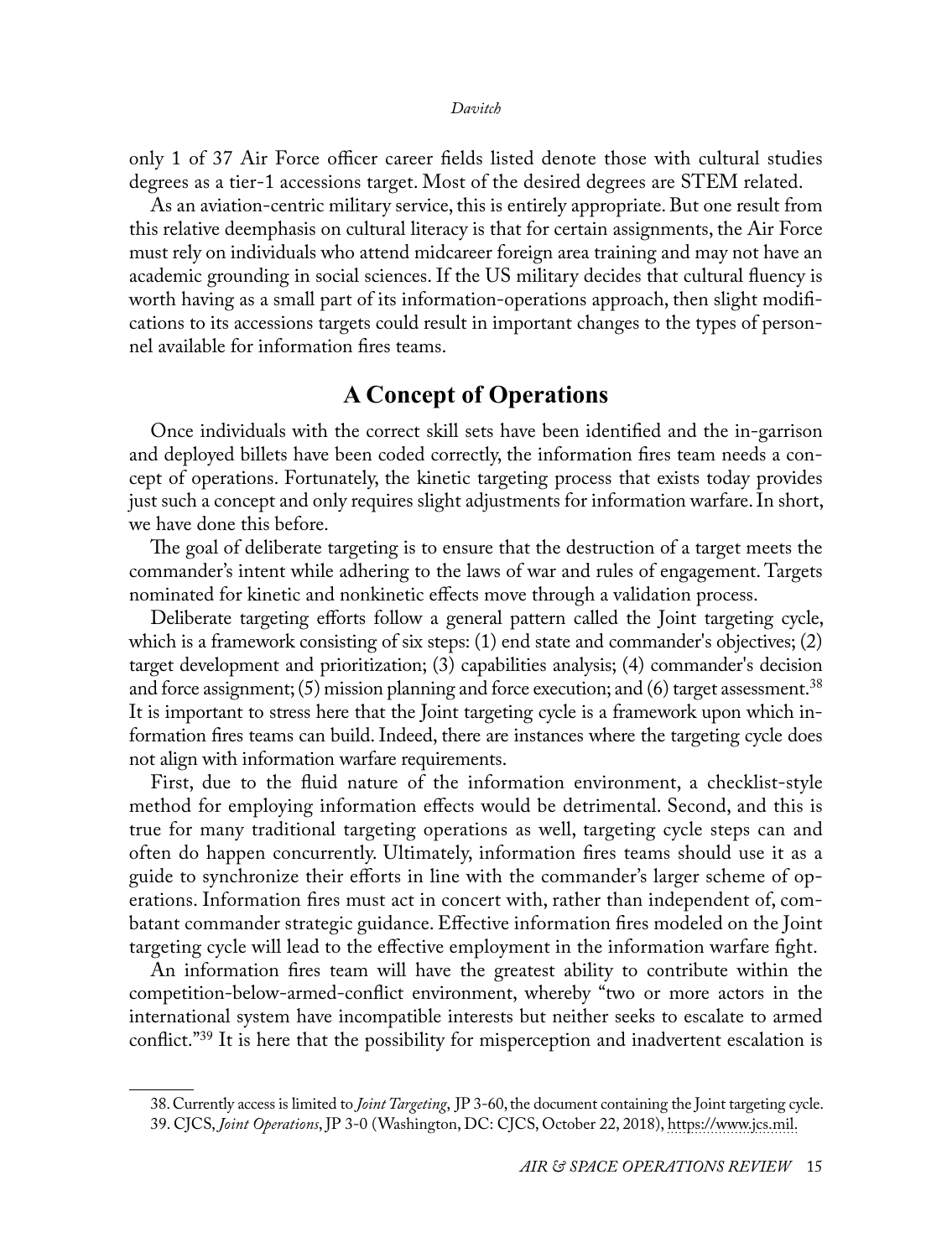only 1 of 37 Air Force officer career fields listed denote those with cultural studies degrees as a tier-1 accessions target. Most of the desired degrees are STEM related.

As an aviation-centric military service, this is entirely appropriate. But one result from this relative deemphasis on cultural literacy is that for certain assignments, the Air Force must rely on individuals who attend midcareer foreign area training and may not have an academic grounding in social sciences. If the US military decides that cultural fluency is worth having as a small part of its information-operations approach, then slight modifications to its accessions targets could result in important changes to the types of personnel available for information fires teams.

## A Concept of Operations

Once individuals with the correct skill sets have been identified and the in-garrison and deployed billets have been coded correctly, the information fires team needs a concept of operations. Fortunately, the kinetic targeting process that exists today provides just such a concept and only requires slight adjustments for information warfare. In short, we have done this before.

The goal of deliberate targeting is to ensure that the destruction of a target meets the commander's intent while adhering to the laws of war and rules of engagement. Targets nominated for kinetic and nonkinetic effects move through a validation process.

Deliberate targeting efforts follow a general pattern called the Joint targeting cycle, which is a framework consisting of six steps: (1) end state and commander's objectives; (2) target development and prioritization; (3) capabilities analysis; (4) commander's decision and force assignment; (5) mission planning and force execution; and (6) target assessment.[38] It is important to stress here that the Joint targeting cycle is a framework upon which information fires teams can build. Indeed, there are instances where the targeting cycle does not align with information warfare requirements.

First, due to the fluid nature of the information environment, a checklist-style method for employing information effects would be detrimental. Second, and this is true for many traditional targeting operations as well, targeting cycle steps can and often do happen concurrently. Ultimately, information fires teams should use it as a guide to synchronize their efforts in line with the commander's larger scheme of operations. Information fires must act in concert with, rather than independent of, combatant commander strategic guidance. Effective information fires modeled on the Joint targeting cycle will lead to the effective employment in the information warfare fight.

An information fires team will have the greatest ability to contribute within the competition-below-armed-conflict environment, whereby "two or more actors in the international system have incompatible interests but neither seeks to escalate to armed conflict."[39] It is here that the possibility for misperception and inadvertent escalation is

---

38. Currently access is limited to *Joint Targeting*, JP 3-60, the document containing the Joint targeting cycle.

39. CJCS, *Joint Operations*, JP 3-0 (Washington, DC: CJCS, October 22, 2018), https://www.jcs.mil.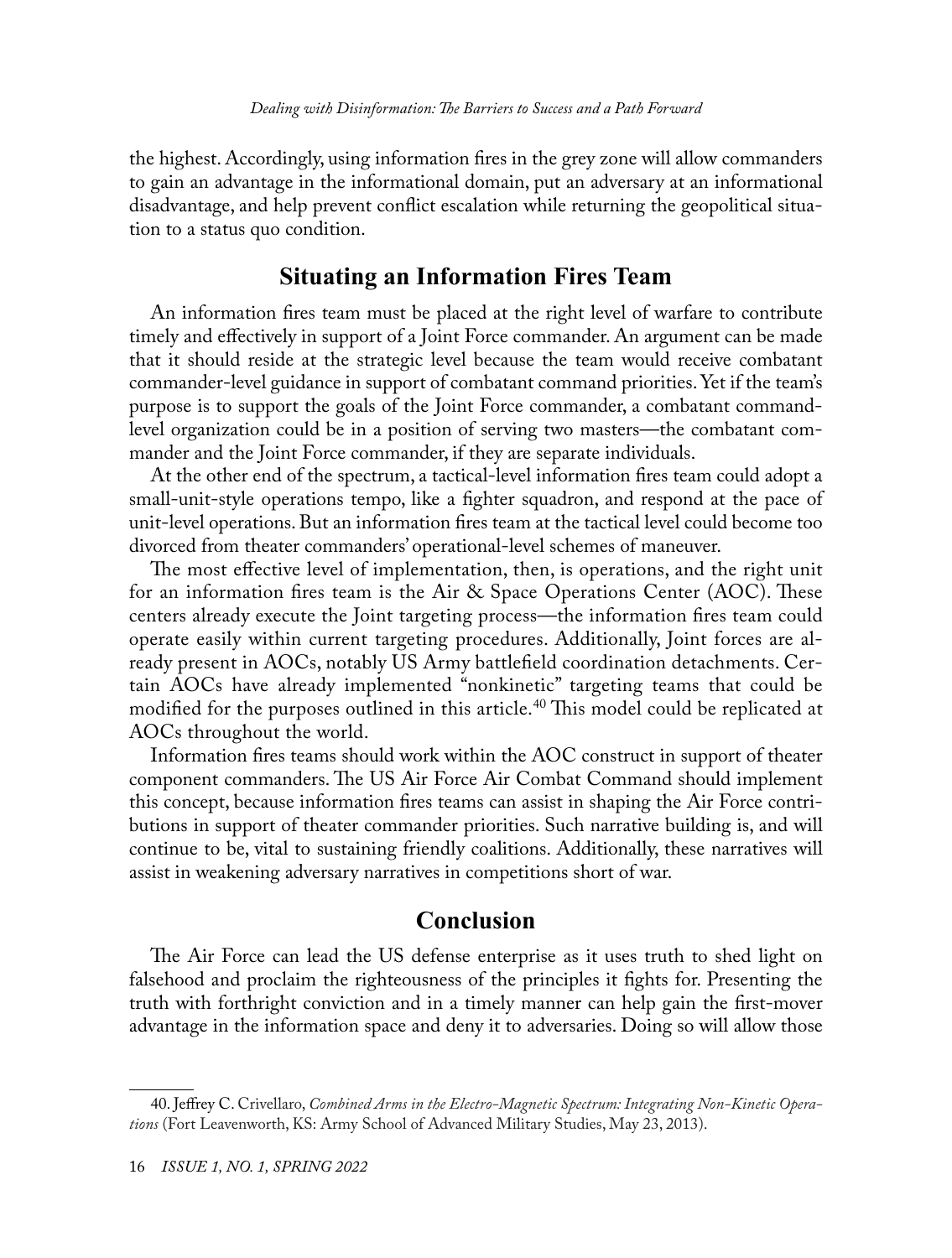the highest. Accordingly, using information fires in the grey zone will allow commanders to gain an advantage in the informational domain, put an adversary at an informational disadvantage, and help prevent conflict escalation while returning the geopolitical situation to a status quo condition.

## Situating an Information Fires Team

An information fires team must be placed at the right level of warfare to contribute timely and effectively in support of a Joint Force commander. An argument can be made that it should reside at the strategic level because the team would receive combatant commander-level guidance in support of combatant command priorities. Yet if the team's purpose is to support the goals of the Joint Force commander, a combatant command-level organization could be in a position of serving two masters—the combatant commander and the Joint Force commander, if they are separate individuals.

At the other end of the spectrum, a tactical-level information fires team could adopt a small-unit-style operations tempo, like a fighter squadron, and respond at the pace of unit-level operations. But an information fires team at the tactical level could become too divorced from theater commanders' operational-level schemes of maneuver.

The most effective level of implementation, then, is operations, and the right unit for an information fires team is the Air & Space Operations Center (AOC). These centers already execute the Joint targeting process—the information fires team could operate easily within current targeting procedures. Additionally, Joint forces are already present in AOCs, notably US Army battlefield coordination detachments. Certain AOCs have already implemented "nonkinetic" targeting teams that could be modified for the purposes outlined in this article.[40] This model could be replicated at AOCs throughout the world.

Information fires teams should work within the AOC construct in support of theater component commanders. The US Air Force Air Combat Command should implement this concept, because information fires teams can assist in shaping the Air Force contributions in support of theater commander priorities. Such narrative building is, and will continue to be, vital to sustaining friendly coalitions. Additionally, these narratives will assist in weakening adversary narratives in competitions short of war.

## Conclusion

The Air Force can lead the US defense enterprise as it uses truth to shed light on falsehood and proclaim the righteousness of the principles it fights for. Presenting the truth with forthright conviction and in a timely manner can help gain the first-mover advantage in the information space and deny it to adversaries. Doing so will allow those

---

40. Jeffrey C. Crivellaro, *Combined Arms in the Electro-Magnetic Spectrum: Integrating Non-Kinetic Operations* (Fort Leavenworth, KS: Army School of Advanced Military Studies, May 23, 2013).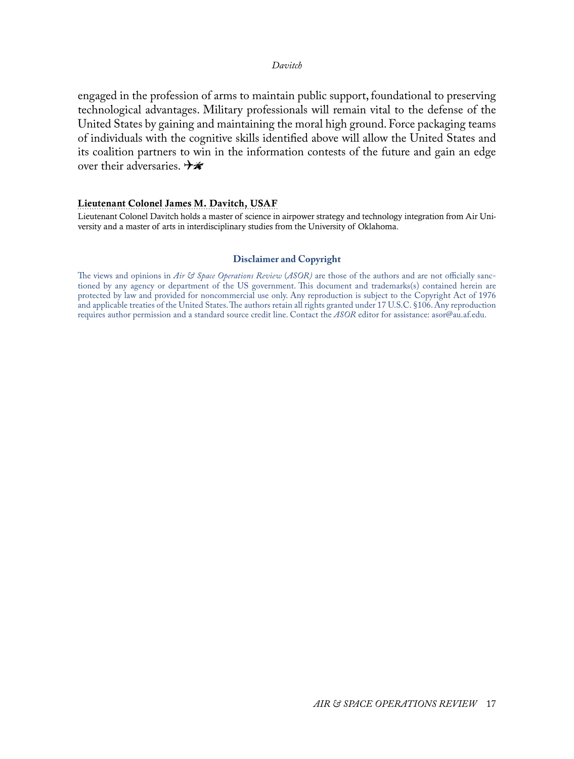engaged in the profession of arms to maintain public support, foundational to preserving technological advantages. Military professionals will remain vital to the defense of the United States by gaining and maintaining the moral high ground. Force packaging teams of individuals with the cognitive skills identified above will allow the United States and its coalition partners to win in the information contests of the future and gain an edge over their adversaries.

**Lieutenant Colonel James M. Davitch, USAF**

Lieutenant Colonel Davitch holds a master of science in airpower strategy and technology integration from Air University and a master of arts in interdisciplinary studies from the University of Oklahoma.

### Disclaimer and Copyright

The views and opinions in *Air & Space Operations Review* (*ASOR)* are those of the authors and are not officially sanctioned by any agency or department of the US government. This document and trademarks(s) contained herein are protected by law and provided for noncommercial use only. Any reproduction is subject to the Copyright Act of 1976 and applicable treaties of the United States. The authors retain all rights granted under 17 U.S.C. §106. Any reproduction requires author permission and a standard source credit line. Contact the *ASOR* editor for assistance: asor@au.af.edu.